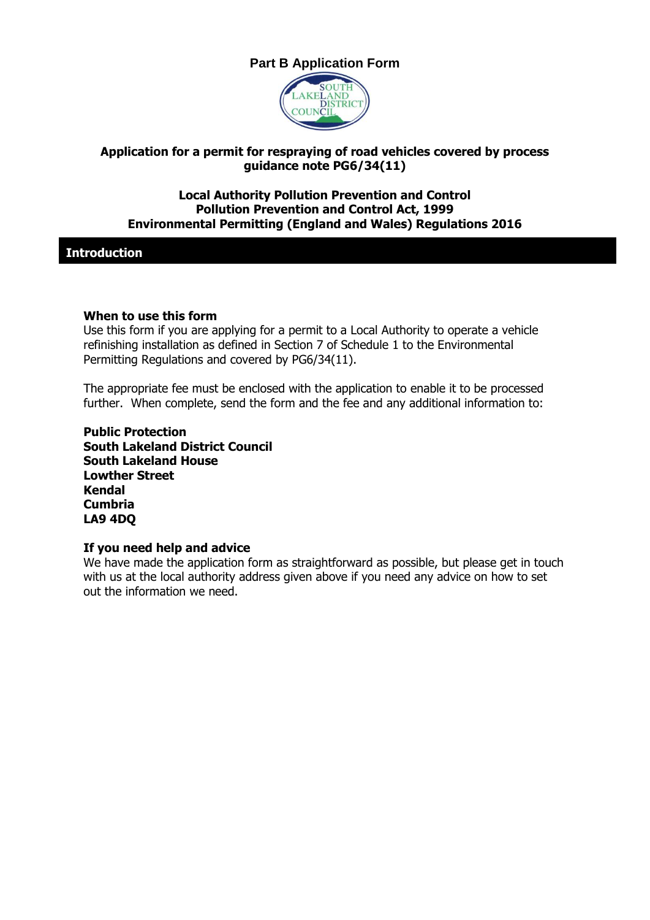# Part B Application Form

**Application for a permit for respraying of road vehicles covered by process guidance note PG6/34(11)**

**Local Authority Pollution Prevention and Control**
**Pollution Prevention and Control Act, 1999**
**Environmental Permitting (England and Wales) Regulations 2016**

## Introduction

### When to use this form

Use this form if you are applying for a permit to a Local Authority to operate a vehicle refinishing installation as defined in Section 7 of Schedule 1 to the Environmental Permitting Regulations and covered by PG6/34(11).

The appropriate fee must be enclosed with the application to enable it to be processed further. When complete, send the form and the fee and any additional information to:

**Public Protection**
**South Lakeland District Council**
**South Lakeland House**
**Lowther Street**
**Kendal**
**Cumbria**
**LA9 4DQ**

### If you need help and advice

We have made the application form as straightforward as possible, but please get in touch with us at the local authority address given above if you need any advice on how to set out the information we need.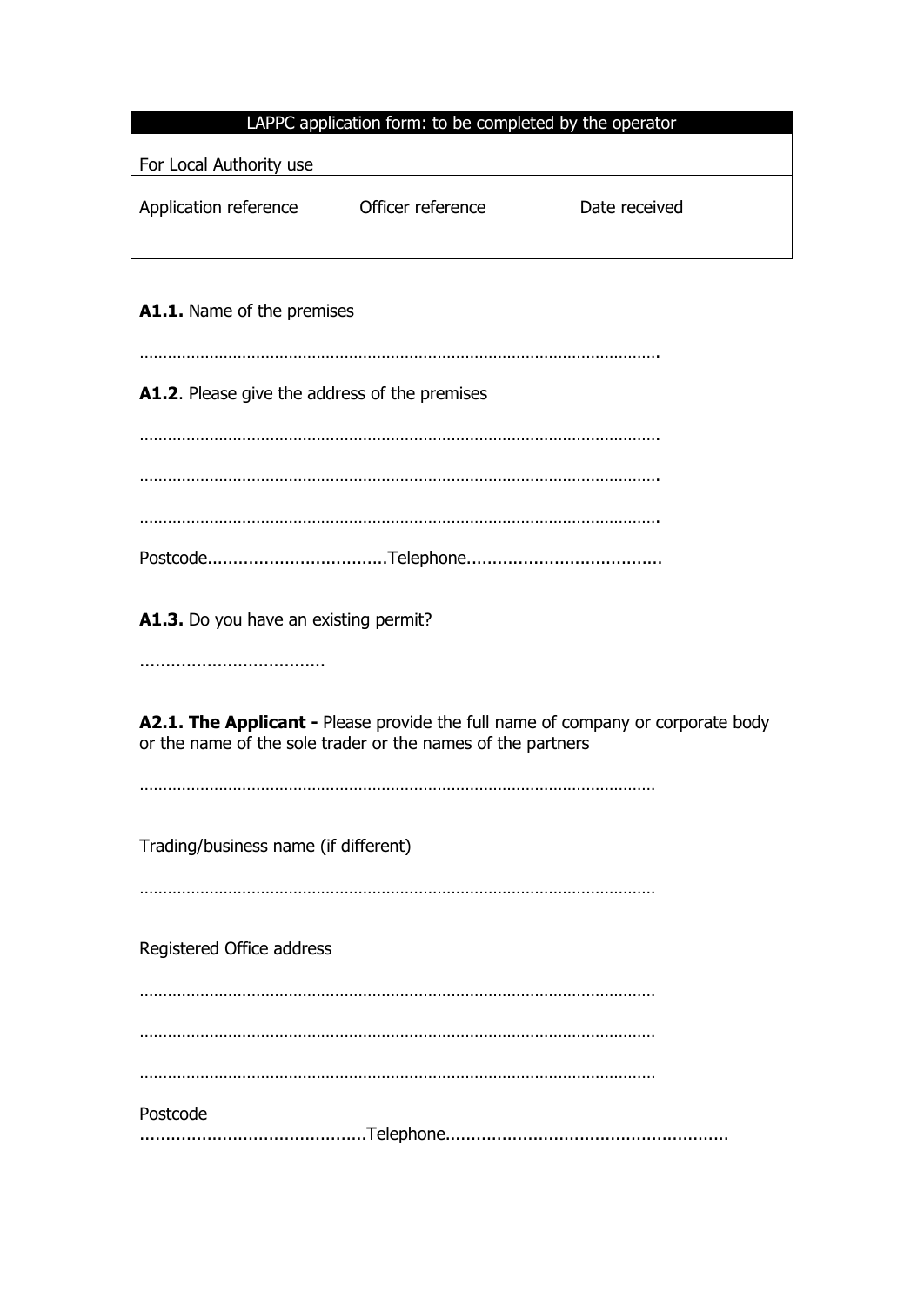| LAPPC application form: to be completed by the operator | | |
|---|---|---|
| For Local Authority use | | |
| Application reference | Officer reference | Date received |

**A1.1.** Name of the premises

……………………………………………………………………………………………….

**A1.2**. Please give the address of the premises

……………………………………………………………………………………………….

……………………………………………………………………………………………….

……………………………………………………………………………………………….

Postcode...................................Telephone......................................

**A1.3.** Do you have an existing permit?

....................................

**A2.1. The Applicant -** Please provide the full name of company or corporate body or the name of the sole trader or the names of the partners

………………………………………………………………………………………………

Trading/business name (if different)

………………………………………………………………………………………………

Registered Office address

………………………………………………………………………………………………

………………………………………………………………………………………………

………………………………………………………………………………………………

Postcode
...........................................Telephone......................................................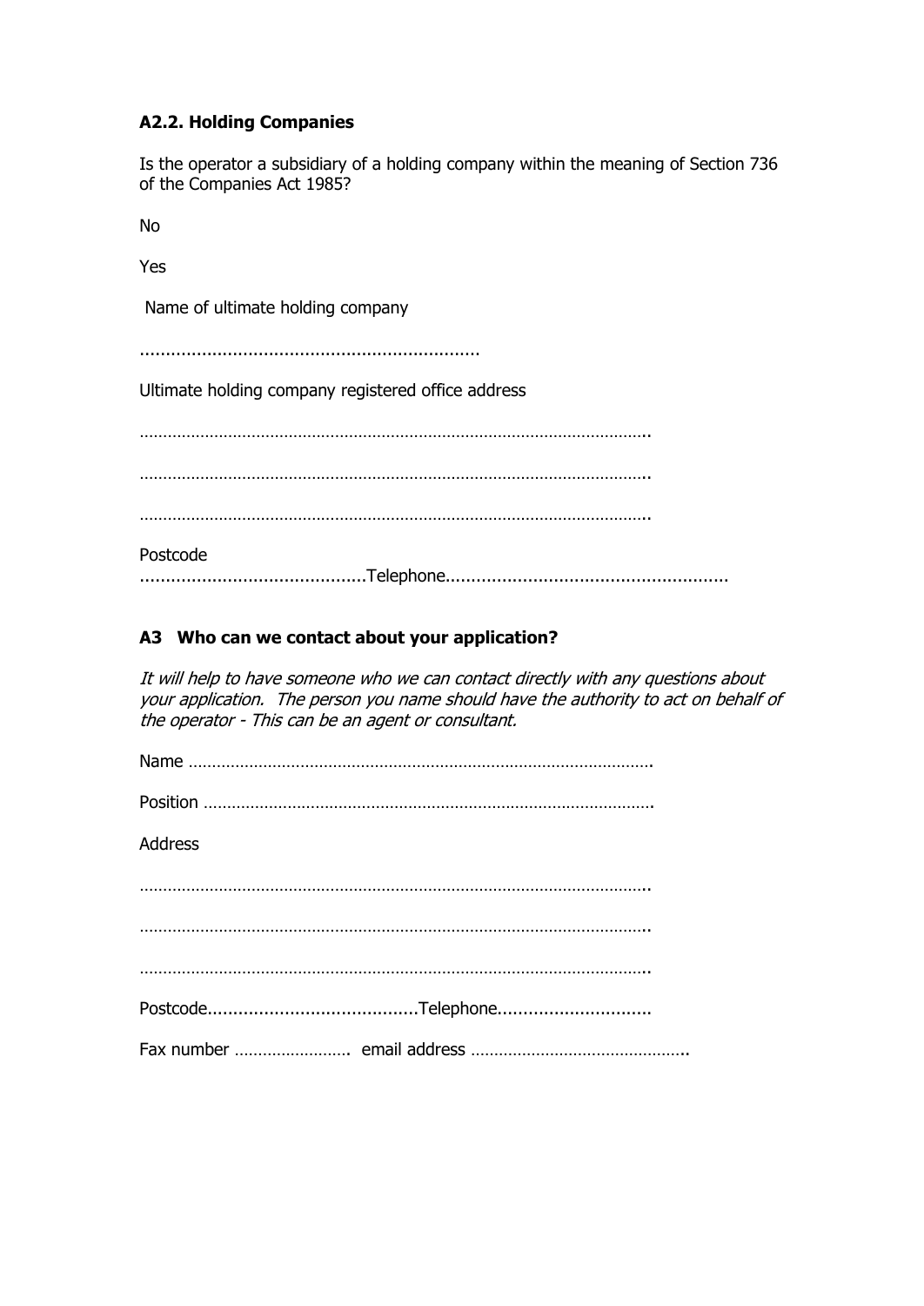### A2.2. Holding Companies

Is the operator a subsidiary of a holding company within the meaning of Section 736 of the Companies Act 1985?

No

Yes

Name of ultimate holding company

.................................................................

Ultimate holding company registered office address

…………………………………………………………………………………………..

…………………………………………………………………………………………..

…………………………………………………………………………………………..

Postcode ............................................Telephone.......................................................

## A3 Who can we contact about your application?

*It will help to have someone who we can contact directly with any questions about your application. The person you name should have the authority to act on behalf of the operator - This can be an agent or consultant.*

Name ……………………………………………………………………………………….

Position …………………………………………………………………………………….

Address

…………………………………………………………………………………………..

…………………………………………………………………………………………..

…………………………………………………………………………………………..

Postcode.........................................Telephone..............................

Fax number …………………….. email address ………………………………………..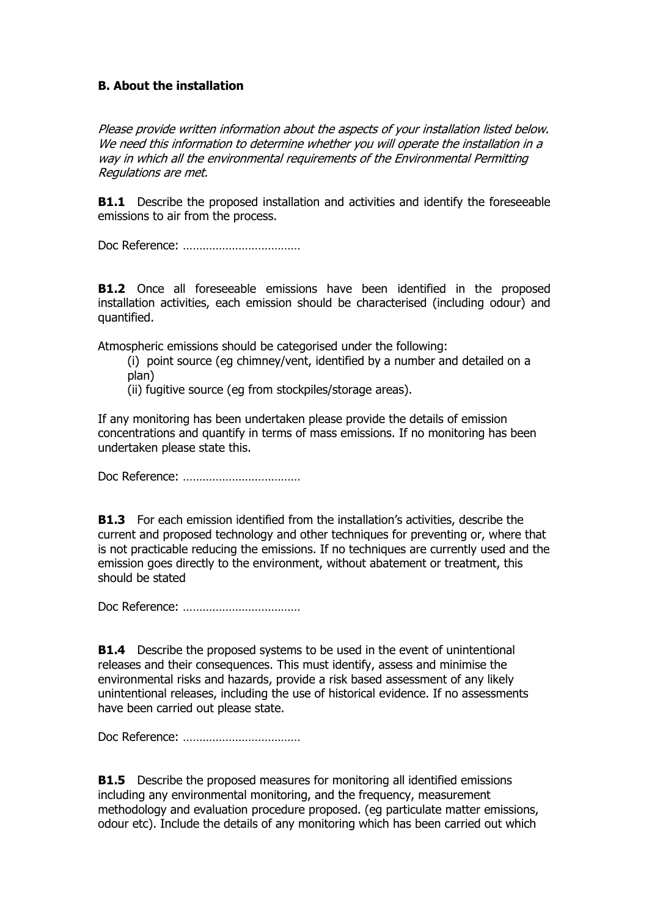**B. About the installation**

*Please provide written information about the aspects of your installation listed below. We need this information to determine whether you will operate the installation in a way in which all the environmental requirements of the Environmental Permitting Regulations are met.*

**B1.1** Describe the proposed installation and activities and identify the foreseeable emissions to air from the process.

Doc Reference: ………………………………

**B1.2** Once all foreseeable emissions have been identified in the proposed installation activities, each emission should be characterised (including odour) and quantified.

Atmospheric emissions should be categorised under the following:

(i) point source (eg chimney/vent, identified by a number and detailed on a plan)
(ii) fugitive source (eg from stockpiles/storage areas).

If any monitoring has been undertaken please provide the details of emission concentrations and quantify in terms of mass emissions. If no monitoring has been undertaken please state this.

Doc Reference: ………………………………

**B1.3** For each emission identified from the installation's activities, describe the current and proposed technology and other techniques for preventing or, where that is not practicable reducing the emissions. If no techniques are currently used and the emission goes directly to the environment, without abatement or treatment, this should be stated

Doc Reference: ………………………………

**B1.4** Describe the proposed systems to be used in the event of unintentional releases and their consequences. This must identify, assess and minimise the environmental risks and hazards, provide a risk based assessment of any likely unintentional releases, including the use of historical evidence. If no assessments have been carried out please state.

Doc Reference: ………………………………

**B1.5** Describe the proposed measures for monitoring all identified emissions including any environmental monitoring, and the frequency, measurement methodology and evaluation procedure proposed. (eg particulate matter emissions, odour etc). Include the details of any monitoring which has been carried out which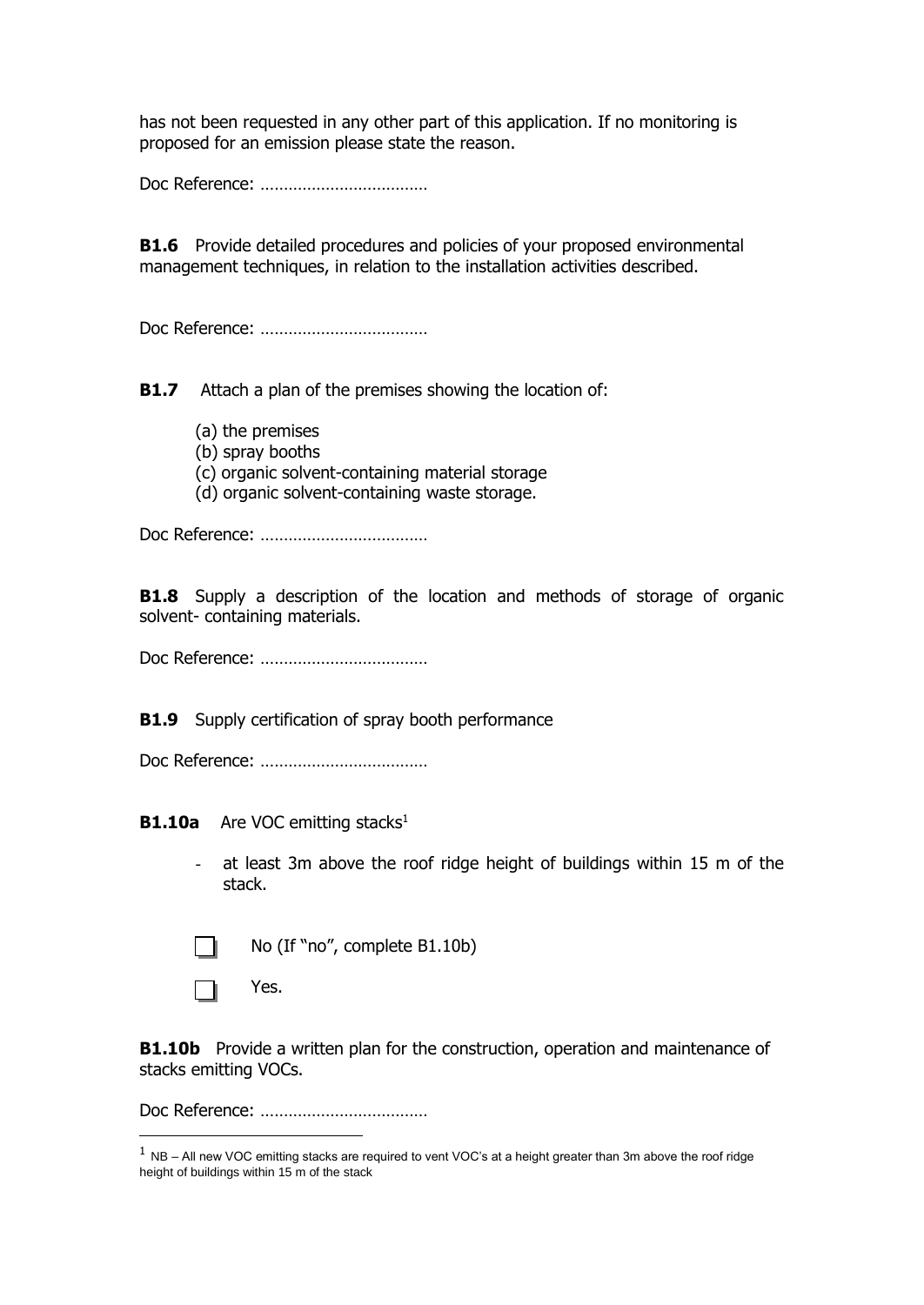has not been requested in any other part of this application. If no monitoring is proposed for an emission please state the reason.

Doc Reference: ………………………………

**B1.6** Provide detailed procedures and policies of your proposed environmental management techniques, in relation to the installation activities described.

Doc Reference: ………………………………

**B1.7** Attach a plan of the premises showing the location of:

(a) the premises
(b) spray booths
(c) organic solvent-containing material storage
(d) organic solvent-containing waste storage.

Doc Reference: ………………………………

**B1.8** Supply a description of the location and methods of storage of organic solvent- containing materials.

Doc Reference: ………………………………

**B1.9** Supply certification of spray booth performance

Doc Reference: ………………………………

**B1.10a** Are VOC emitting stacks[1]

- at least 3m above the roof ridge height of buildings within 15 m of the stack.

☐ No (If "no", complete B1.10b)

☐ Yes.

**B1.10b** Provide a written plan for the construction, operation and maintenance of stacks emitting VOCs.

Doc Reference: ………………………………

[1] NB – All new VOC emitting stacks are required to vent VOC's at a height greater than 3m above the roof ridge height of buildings within 15 m of the stack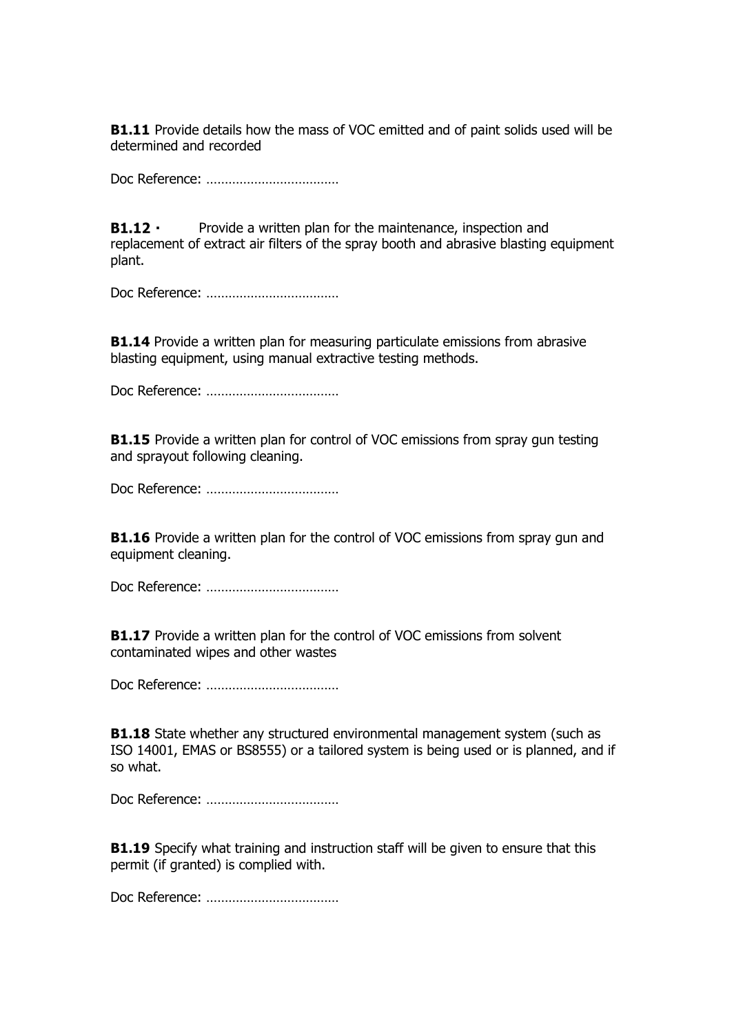**B1.11** Provide details how the mass of VOC emitted and of paint solids used will be determined and recorded

Doc Reference: ………………………………

**B1.12 ·** Provide a written plan for the maintenance, inspection and replacement of extract air filters of the spray booth and abrasive blasting equipment plant.

Doc Reference: ………………………………

**B1.14** Provide a written plan for measuring particulate emissions from abrasive blasting equipment, using manual extractive testing methods.

Doc Reference: ………………………………

**B1.15** Provide a written plan for control of VOC emissions from spray gun testing and sprayout following cleaning.

Doc Reference: ………………………………

**B1.16** Provide a written plan for the control of VOC emissions from spray gun and equipment cleaning.

Doc Reference: ………………………………

**B1.17** Provide a written plan for the control of VOC emissions from solvent contaminated wipes and other wastes

Doc Reference: ………………………………

**B1.18** State whether any structured environmental management system (such as ISO 14001, EMAS or BS8555) or a tailored system is being used or is planned, and if so what.

Doc Reference: ………………………………

**B1.19** Specify what training and instruction staff will be given to ensure that this permit (if granted) is complied with.

Doc Reference: ………………………………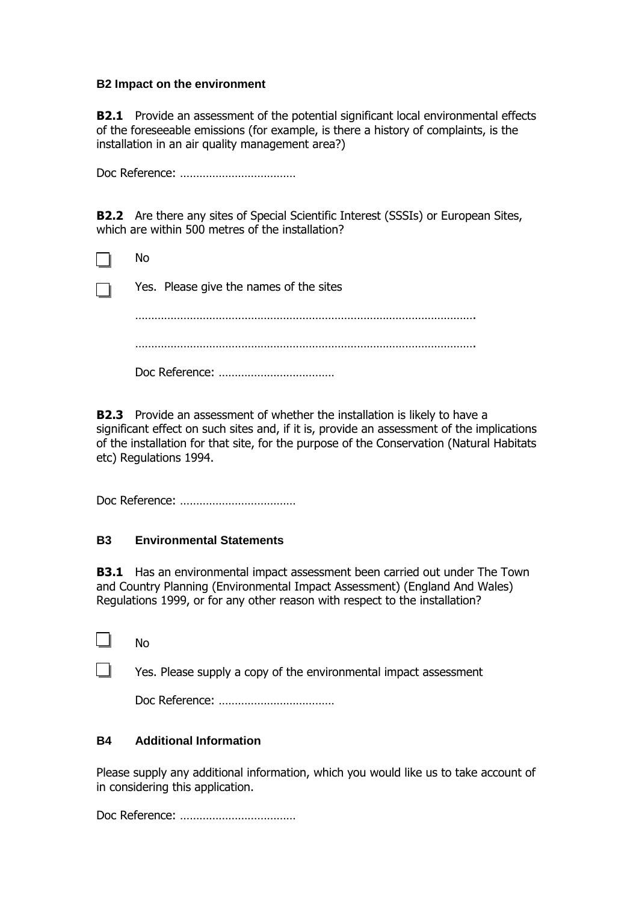### B2 Impact on the environment

**B2.1** Provide an assessment of the potential significant local environmental effects of the foreseeable emissions (for example, is there a history of complaints, is the installation in an air quality management area?)

Doc Reference: ………………………………

**B2.2** Are there any sites of Special Scientific Interest (SSSIs) or European Sites, which are within 500 metres of the installation?

- [ ] No
- [ ] Yes. Please give the names of the sites

  …………………………………………………………………………………………….

  …………………………………………………………………………………………….

  Doc Reference: ………………………………

**B2.3** Provide an assessment of whether the installation is likely to have a significant effect on such sites and, if it is, provide an assessment of the implications of the installation for that site, for the purpose of the Conservation (Natural Habitats etc) Regulations 1994.

Doc Reference: ………………………………

### B3 Environmental Statements

**B3.1** Has an environmental impact assessment been carried out under The Town and Country Planning (Environmental Impact Assessment) (England And Wales) Regulations 1999, or for any other reason with respect to the installation?

- [ ] No
- [ ] Yes. Please supply a copy of the environmental impact assessment

  Doc Reference: ………………………………

### B4 Additional Information

Please supply any additional information, which you would like us to take account of in considering this application.

Doc Reference: ………………………………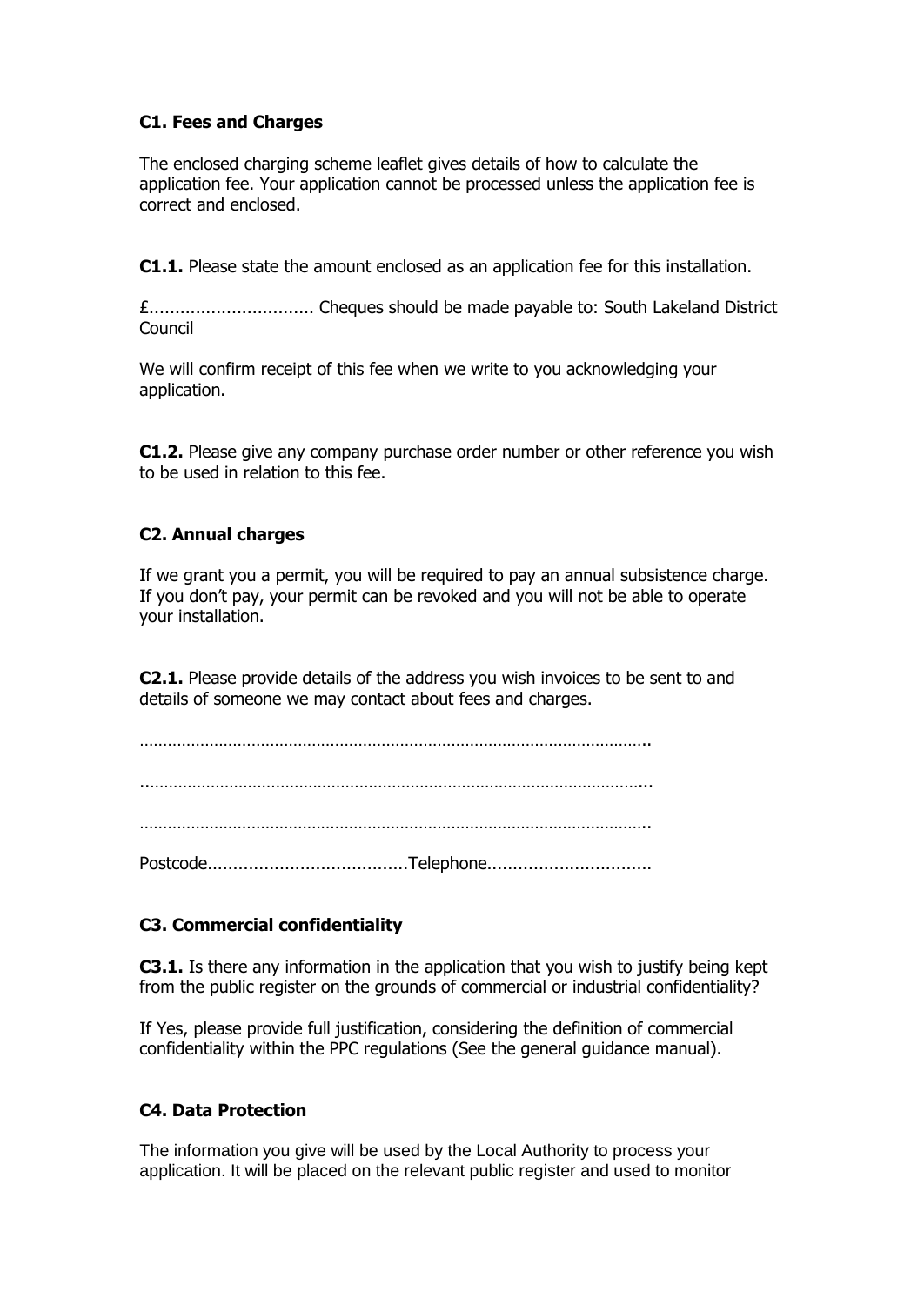### C1. Fees and Charges

The enclosed charging scheme leaflet gives details of how to calculate the application fee. Your application cannot be processed unless the application fee is correct and enclosed.

**C1.1.** Please state the amount enclosed as an application fee for this installation.

£................................ Cheques should be made payable to: South Lakeland District Council

We will confirm receipt of this fee when we write to you acknowledging your application.

**C1.2.** Please give any company purchase order number or other reference you wish to be used in relation to this fee.

### C2. Annual charges

If we grant you a permit, you will be required to pay an annual subsistence charge. If you don't pay, your permit can be revoked and you will not be able to operate your installation.

**C2.1.** Please provide details of the address you wish invoices to be sent to and details of someone we may contact about fees and charges.

…………………………………………………………………………………………………..

..………………………………………………………………………………………………...

…………………………………………………………………………………………………..

Postcode.......................................Telephone................................

### C3. Commercial confidentiality

**C3.1.** Is there any information in the application that you wish to justify being kept from the public register on the grounds of commercial or industrial confidentiality?

If Yes, please provide full justification, considering the definition of commercial confidentiality within the PPC regulations (See the general guidance manual).

### C4. Data Protection

The information you give will be used by the Local Authority to process your application. It will be placed on the relevant public register and used to monitor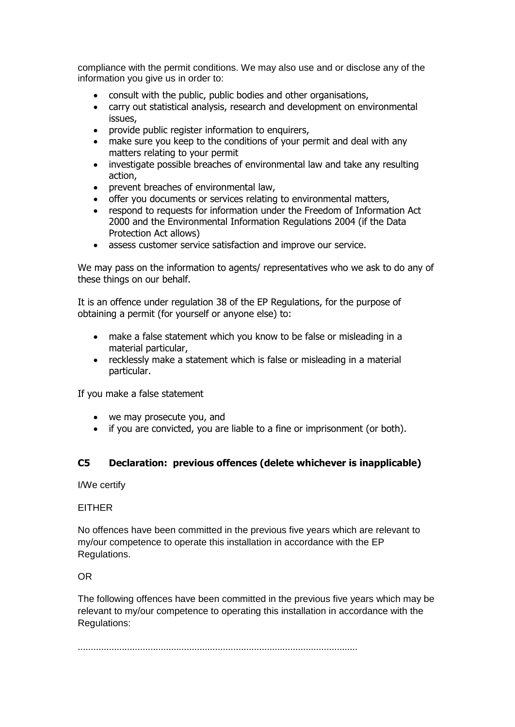compliance with the permit conditions. We may also use and or disclose any of the information you give us in order to:

- consult with the public, public bodies and other organisations,
- carry out statistical analysis, research and development on environmental issues,
- provide public register information to enquirers,
- make sure you keep to the conditions of your permit and deal with any matters relating to your permit
- investigate possible breaches of environmental law and take any resulting action,
- prevent breaches of environmental law,
- offer you documents or services relating to environmental matters,
- respond to requests for information under the Freedom of Information Act 2000 and the Environmental Information Regulations 2004 (if the Data Protection Act allows)
- assess customer service satisfaction and improve our service.

We may pass on the information to agents/ representatives who we ask to do any of these things on our behalf.

It is an offence under regulation 38 of the EP Regulations, for the purpose of obtaining a permit (for yourself or anyone else) to:

- make a false statement which you know to be false or misleading in a material particular,
- recklessly make a statement which is false or misleading in a material particular.

If you make a false statement

- we may prosecute you, and
- if you are convicted, you are liable to a fine or imprisonment (or both).

## C5 Declaration: previous offences (delete whichever is inapplicable)

I/We certify

EITHER

No offences have been committed in the previous five years which are relevant to my/our competence to operate this installation in accordance with the EP Regulations.

OR

The following offences have been committed in the previous five years which may be relevant to my/our competence to operating this installation in accordance with the Regulations:

..........................................................................................................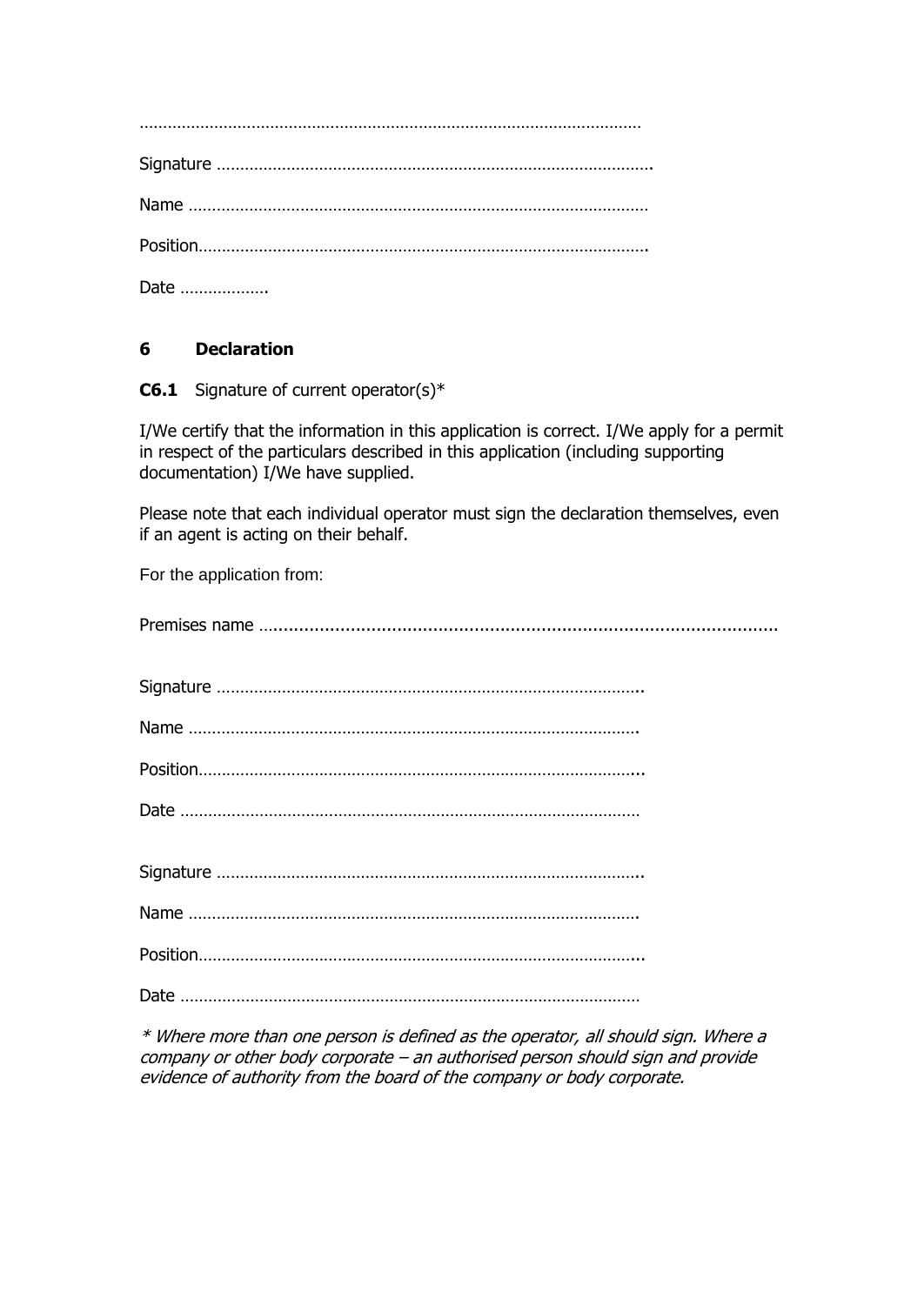……………………………………………………………………………………………

Signature …………………………………………………………………………….

Name ……………………………………………………………………………………

Position…………………………………………………………………………….

Date ……………….

## 6 Declaration

**C6.1** Signature of current operator(s)*

I/We certify that the information in this application is correct. I/We apply for a permit in respect of the particulars described in this application (including supporting documentation) I/We have supplied.

Please note that each individual operator must sign the declaration themselves, even if an agent is acting on their behalf.

For the application from:

Premises name ……………………………………………………………………………………

Signature ………………………………………………………………………………..

Name …………………………………………………………………………………….

Position………………………………………………………………………………...

Date ………………………………………………………………………………………

Signature ………………………………………………………………………………..

Name …………………………………………………………………………………….

Position………………………………………………………………………………...

Date ………………………………………………………………………………………

*\* Where more than one person is defined as the operator, all should sign. Where a company or other body corporate – an authorised person should sign and provide evidence of authority from the board of the company or body corporate.*